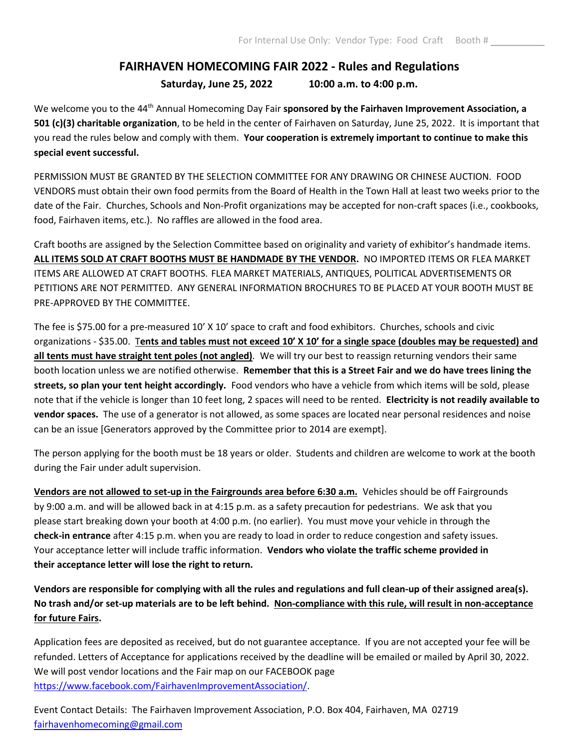For Internal Use Only: Vendor Type: Food Craft Booth # __________

# FAIRHAVEN HOMECOMING FAIR 2022 - Rules and Regulations

**Saturday, June 25, 2022 10:00 a.m. to 4:00 p.m.**

We welcome you to the 44th Annual Homecoming Day Fair **sponsored by the Fairhaven Improvement Association, a 501 (c)(3) charitable organization**, to be held in the center of Fairhaven on Saturday, June 25, 2022. It is important that you read the rules below and comply with them. **Your cooperation is extremely important to continue to make this special event successful.**

PERMISSION MUST BE GRANTED BY THE SELECTION COMMITTEE FOR ANY DRAWING OR CHINESE AUCTION. FOOD VENDORS must obtain their own food permits from the Board of Health in the Town Hall at least two weeks prior to the date of the Fair. Churches, Schools and Non-Profit organizations may be accepted for non-craft spaces (i.e., cookbooks, food, Fairhaven items, etc.). No raffles are allowed in the food area.

Craft booths are assigned by the Selection Committee based on originality and variety of exhibitor's handmade items. **ALL ITEMS SOLD AT CRAFT BOOTHS MUST BE HANDMADE BY THE VENDOR.** NO IMPORTED ITEMS OR FLEA MARKET ITEMS ARE ALLOWED AT CRAFT BOOTHS. FLEA MARKET MATERIALS, ANTIQUES, POLITICAL ADVERTISEMENTS OR PETITIONS ARE NOT PERMITTED. ANY GENERAL INFORMATION BROCHURES TO BE PLACED AT YOUR BOOTH MUST BE PRE-APPROVED BY THE COMMITTEE.

The fee is $75.00 for a pre-measured 10' X 10' space to craft and food exhibitors. Churches, schools and civic organizations - $35.00. **Tents and tables must not exceed 10' X 10' for a single space (doubles may be requested) and all tents must have straight tent poles (not angled)**. We will try our best to reassign returning vendors their same booth location unless we are notified otherwise. **Remember that this is a Street Fair and we do have trees lining the streets, so plan your tent height accordingly.** Food vendors who have a vehicle from which items will be sold, please note that if the vehicle is longer than 10 feet long, 2 spaces will need to be rented. **Electricity is not readily available to vendor spaces.** The use of a generator is not allowed, as some spaces are located near personal residences and noise can be an issue [Generators approved by the Committee prior to 2014 are exempt].

The person applying for the booth must be 18 years or older. Students and children are welcome to work at the booth during the Fair under adult supervision.

**Vendors are not allowed to set-up in the Fairgrounds area before 6:30 a.m.** Vehicles should be off Fairgrounds by 9:00 a.m. and will be allowed back in at 4:15 p.m. as a safety precaution for pedestrians. We ask that you please start breaking down your booth at 4:00 p.m. (no earlier). You must move your vehicle in through the **check-in entrance** after 4:15 p.m. when you are ready to load in order to reduce congestion and safety issues. Your acceptance letter will include traffic information. **Vendors who violate the traffic scheme provided in their acceptance letter will lose the right to return.**

**Vendors are responsible for complying with all the rules and regulations and full clean-up of their assigned area(s). No trash and/or set-up materials are to be left behind. Non-compliance with this rule, will result in non-acceptance for future Fairs.**

Application fees are deposited as received, but do not guarantee acceptance. If you are not accepted your fee will be refunded. Letters of Acceptance for applications received by the deadline will be emailed or mailed by April 30, 2022. We will post vendor locations and the Fair map on our FACEBOOK page https://www.facebook.com/FairhavenImprovementAssociation/.

Event Contact Details: The Fairhaven Improvement Association, P.O. Box 404, Fairhaven, MA 02719
fairhavenhomecoming@gmail.com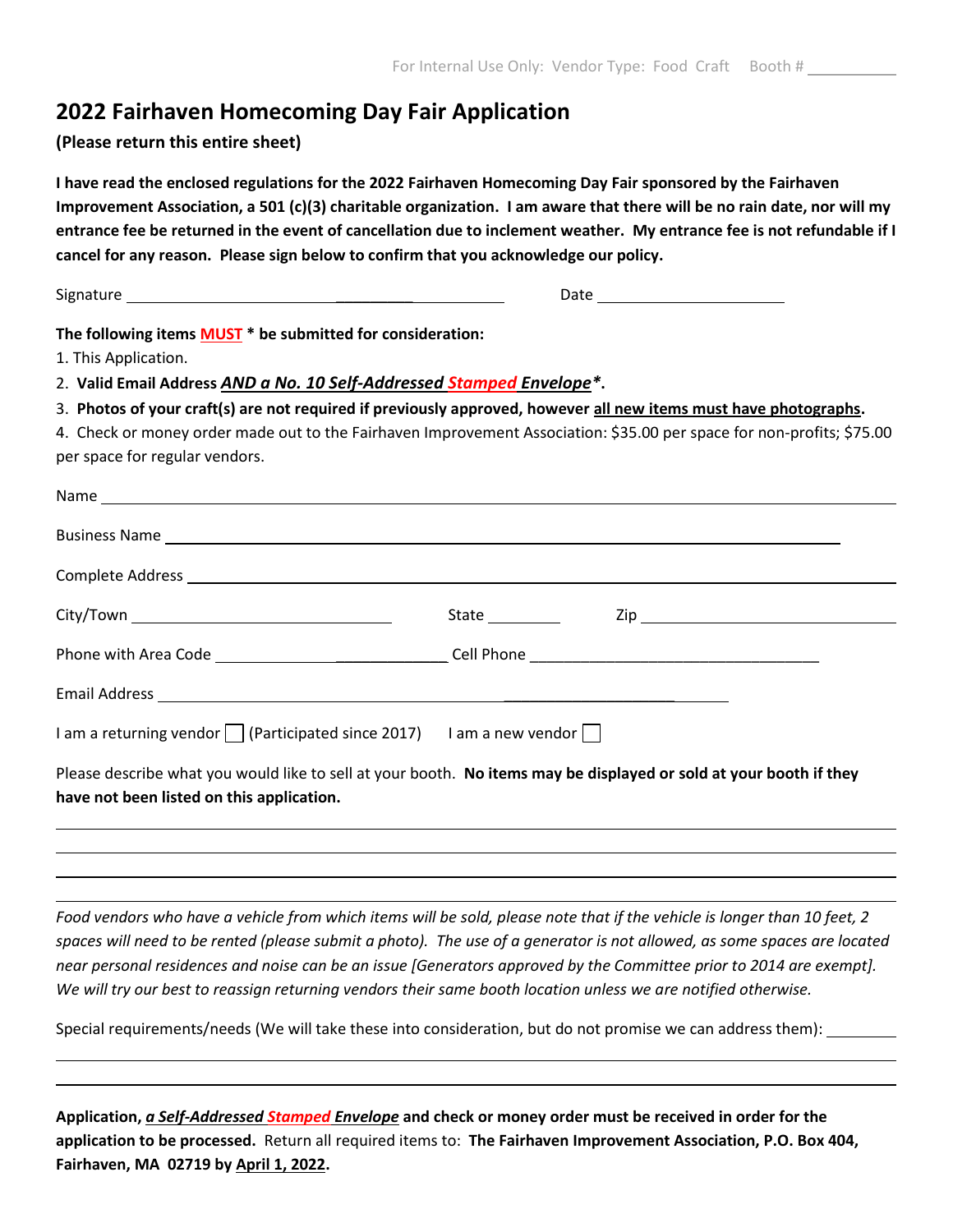For Internal Use Only: Vendor Type: Food Craft Booth # ___________

# 2022 Fairhaven Homecoming Day Fair Application

**(Please return this entire sheet)**

**I have read the enclosed regulations for the 2022 Fairhaven Homecoming Day Fair sponsored by the Fairhaven Improvement Association, a 501 (c)(3) charitable organization. I am aware that there will be no rain date, nor will my entrance fee be returned in the event of cancellation due to inclement weather. My entrance fee is not refundable if I cancel for any reason. Please sign below to confirm that you acknowledge our policy.**

Signature ______________________________________ Date ____________________

**The following items MUST * be submitted for consideration:**

1. This Application.
2. **Valid Email Address *AND a No. 10 Self-Addressed Stamped Envelope****.
3. **Photos of your craft(s) are not required if previously approved, however all new items must have photographs.**
4. Check or money order made out to the Fairhaven Improvement Association: $35.00 per space for non-profits; $75.00 per space for regular vendors.

Name ____________________________________________________________________

Business Name ______________________________________________________________

Complete Address ____________________________________________________________

City/Town ___________________________ State _________ Zip ___________________

Phone with Area Code ___________________________ Cell Phone ____________________________

Email Address ______________________________________________________________

I am a returning vendor ☐ (Participated since 2017) I am a new vendor ☐

Please describe what you would like to sell at your booth. **No items may be displayed or sold at your booth if they have not been listed on this application.**

______________________________________________________________________________

______________________________________________________________________________

______________________________________________________________________________

______________________________________________________________________________

*Food vendors who have a vehicle from which items will be sold, please note that if the vehicle is longer than 10 feet, 2 spaces will need to be rented (please submit a photo). The use of a generator is not allowed, as some spaces are located near personal residences and noise can be an issue [Generators approved by the Committee prior to 2014 are exempt]. We will try our best to reassign returning vendors their same booth location unless we are notified otherwise.*

Special requirements/needs (We will take these into consideration, but do not promise we can address them): ________

______________________________________________________________________________

______________________________________________________________________________

**Application, *a Self-Addressed Stamped Envelope* and check or money order must be received in order for the application to be processed.** Return all required items to: **The Fairhaven Improvement Association, P.O. Box 404, Fairhaven, MA 02719 by April 1, 2022.**